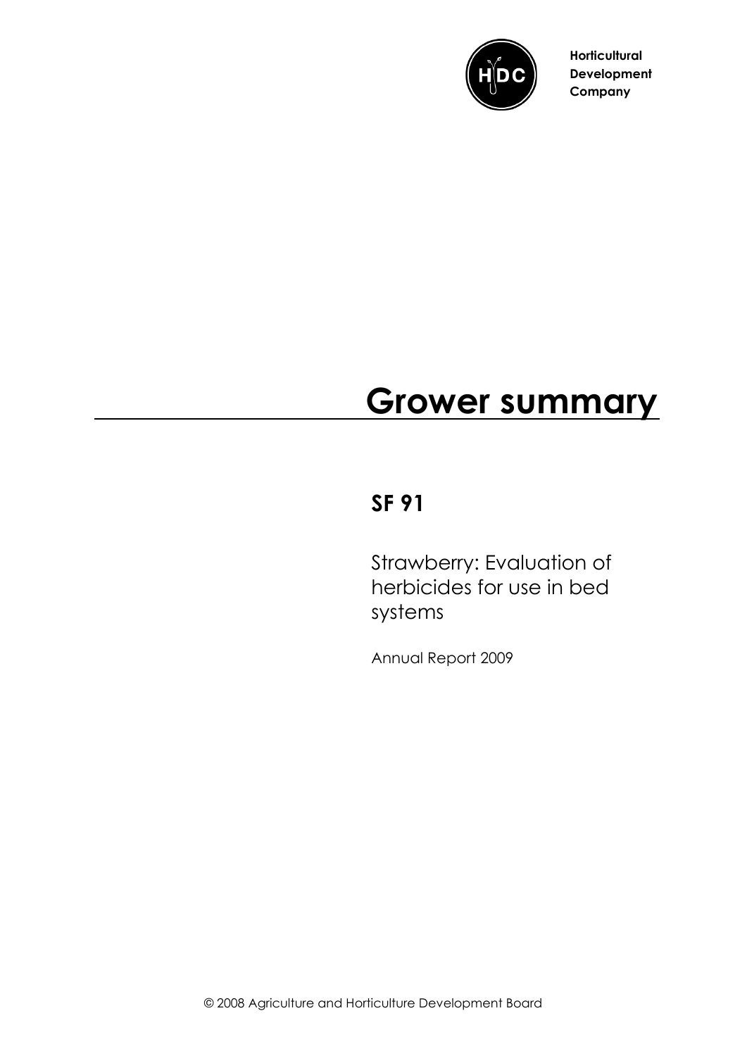Horticultural Development Company

# Grower summary

## SF 91

Strawberry: Evaluation of herbicides for use in bed systems

Annual Report 2009

© 2008 Agriculture and Horticulture Development Board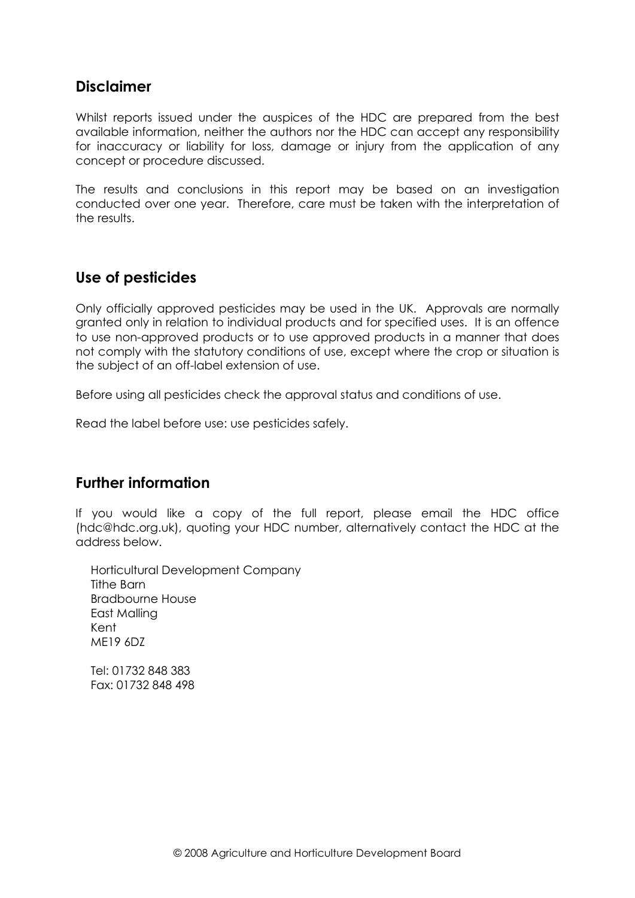## Disclaimer

Whilst reports issued under the auspices of the HDC are prepared from the best available information, neither the authors nor the HDC can accept any responsibility for inaccuracy or liability for loss, damage or injury from the application of any concept or procedure discussed.

The results and conclusions in this report may be based on an investigation conducted over one year. Therefore, care must be taken with the interpretation of the results.

## Use of pesticides

Only officially approved pesticides may be used in the UK. Approvals are normally granted only in relation to individual products and for specified uses. It is an offence to use non-approved products or to use approved products in a manner that does not comply with the statutory conditions of use, except where the crop or situation is the subject of an off-label extension of use.

Before using all pesticides check the approval status and conditions of use.

Read the label before use: use pesticides safely.

## Further information

If you would like a copy of the full report, please email the HDC office (hdc@hdc.org.uk), quoting your HDC number, alternatively contact the HDC at the address below.

Horticultural Development Company
Tithe Barn
Bradbourne House
East Malling
Kent
ME19 6DZ

Tel: 01732 848 383
Fax: 01732 848 498

© 2008 Agriculture and Horticulture Development Board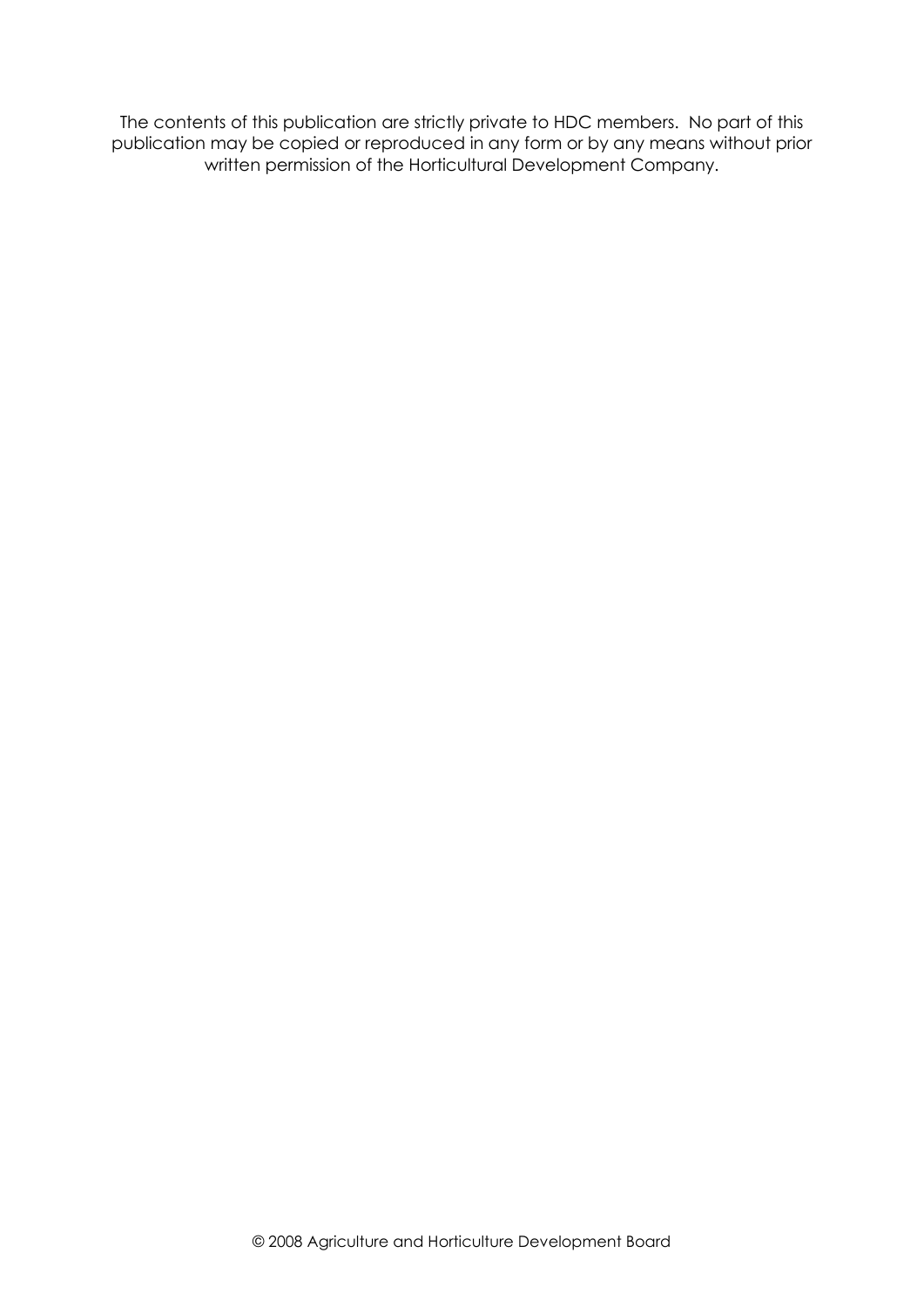The contents of this publication are strictly private to HDC members. No part of this publication may be copied or reproduced in any form or by any means without prior written permission of the Horticultural Development Company.

© 2008 Agriculture and Horticulture Development Board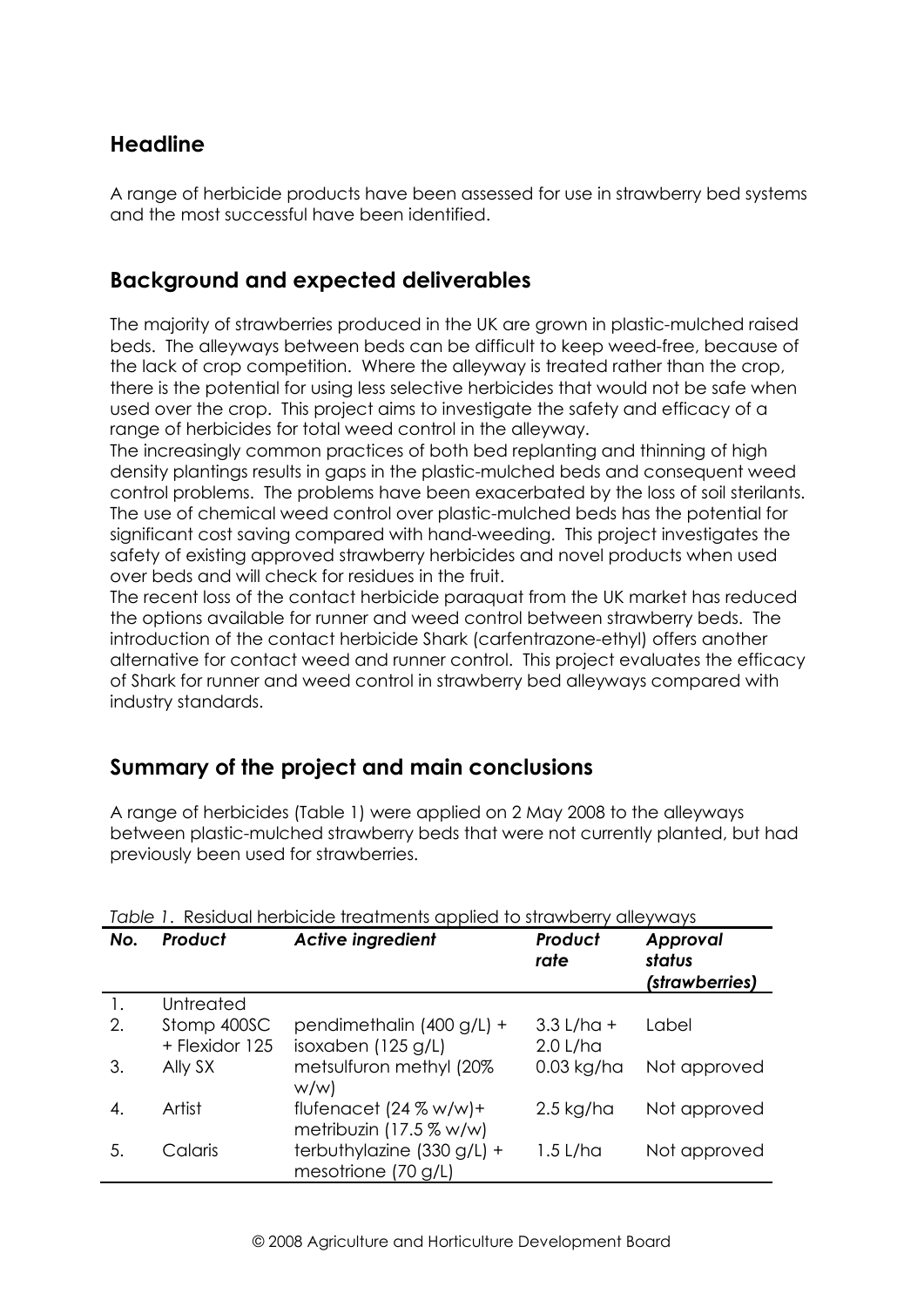## Headline

A range of herbicide products have been assessed for use in strawberry bed systems and the most successful have been identified.

## Background and expected deliverables

The majority of strawberries produced in the UK are grown in plastic-mulched raised beds. The alleyways between beds can be difficult to keep weed-free, because of the lack of crop competition. Where the alleyway is treated rather than the crop, there is the potential for using less selective herbicides that would not be safe when used over the crop. This project aims to investigate the safety and efficacy of a range of herbicides for total weed control in the alleyway.
The increasingly common practices of both bed replanting and thinning of high density plantings results in gaps in the plastic-mulched beds and consequent weed control problems. The problems have been exacerbated by the loss of soil sterilants. The use of chemical weed control over plastic-mulched beds has the potential for significant cost saving compared with hand-weeding. This project investigates the safety of existing approved strawberry herbicides and novel products when used over beds and will check for residues in the fruit.
The recent loss of the contact herbicide paraquat from the UK market has reduced the options available for runner and weed control between strawberry beds. The introduction of the contact herbicide Shark (carfentrazone-ethyl) offers another alternative for contact weed and runner control. This project evaluates the efficacy of Shark for runner and weed control in strawberry bed alleyways compared with industry standards.

## Summary of the project and main conclusions

A range of herbicides (Table 1) were applied on 2 May 2008 to the alleyways between plastic-mulched strawberry beds that were not currently planted, but had previously been used for strawberries.

*Table 1.* Residual herbicide treatments applied to strawberry alleyways

| *No.* | *Product* | *Active ingredient* | *Product rate* | *Approval status (strawberries)* |
|---|---|---|---|---|
| 1. | Untreated | | | |
| 2. | Stomp 400SC + Flexidor 125 | pendimethalin (400 g/L) + isoxaben (125 g/L) | 3.3 L/ha + 2.0 L/ha | Label |
| 3. | Ally SX | metsulfuron methyl (20% w/w) | 0.03 kg/ha | Not approved |
| 4. | Artist | flufenacet (24 % w/w)+ metribuzin (17.5 % w/w) | 2.5 kg/ha | Not approved |
| 5. | Calaris | terbuthylazine (330 g/L) + mesotrione (70 g/L) | 1.5 L/ha | Not approved |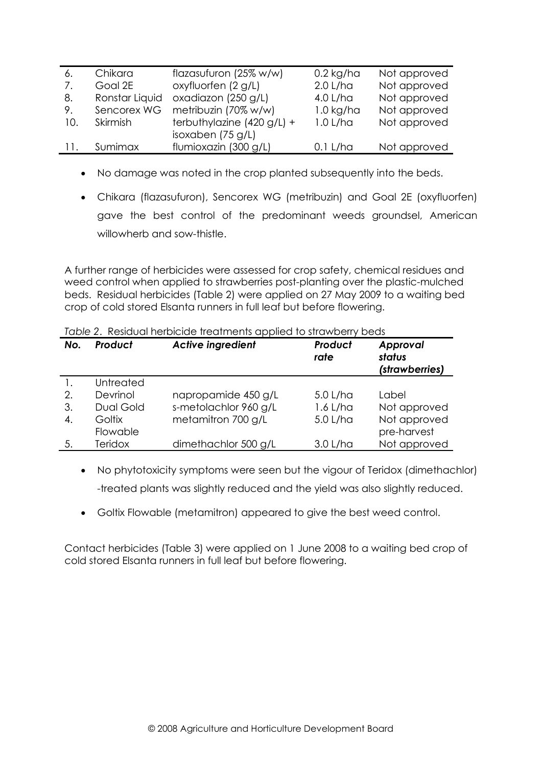| 6. | Chikara | flazasufuron (25% w/w) | 0.2 kg/ha | Not approved |
|---|---|---|---|---|
| 7. | Goal 2E | oxyfluorfen (2 g/L) | 2.0 L/ha | Not approved |
| 8. | Ronstar Liquid | oxadiazon (250 g/L) | 4.0 L/ha | Not approved |
| 9. | Sencorex WG | metribuzin (70% w/w) | 1.0 kg/ha | Not approved |
| 10. | Skirmish | terbuthylazine (420 g/L) + isoxaben (75 g/L) | 1.0 L/ha | Not approved |
| 11. | Sumimax | flumioxazin (300 g/L) | 0.1 L/ha | Not approved |

- No damage was noted in the crop planted subsequently into the beds.
- Chikara (flazasufuron), Sencorex WG (metribuzin) and Goal 2E (oxyfluorfen) gave the best control of the predominant weeds groundsel, American willowherb and sow-thistle.

A further range of herbicides were assessed for crop safety, chemical residues and weed control when applied to strawberries post-planting over the plastic-mulched beds. Residual herbicides (Table 2) were applied on 27 May 2009 to a waiting bed crop of cold stored Elsanta runners in full leaf but before flowering.

*Table 2*. Residual herbicide treatments applied to strawberry beds

| *No.* | *Product* | *Active ingredient* | *Product rate* | *Approval status (strawberries)* |
|---|---|---|---|---|
| 1. | Untreated | | | |
| 2. | Devrinol | napropamide 450 g/L | 5.0 L/ha | Label |
| 3. | Dual Gold | s-metolachlor 960 g/L | 1.6 L/ha | Not approved |
| 4. | Goltix Flowable | metamitron 700 g/L | 5.0 L/ha | Not approved pre-harvest |
| 5. | Teridox | dimethachlor 500 g/L | 3.0 L/ha | Not approved |

- No phytotoxicity symptoms were seen but the vigour of Teridox (dimethachlor) -treated plants was slightly reduced and the yield was also slightly reduced.
- Goltix Flowable (metamitron) appeared to give the best weed control.

Contact herbicides (Table 3) were applied on 1 June 2008 to a waiting bed crop of cold stored Elsanta runners in full leaf but before flowering.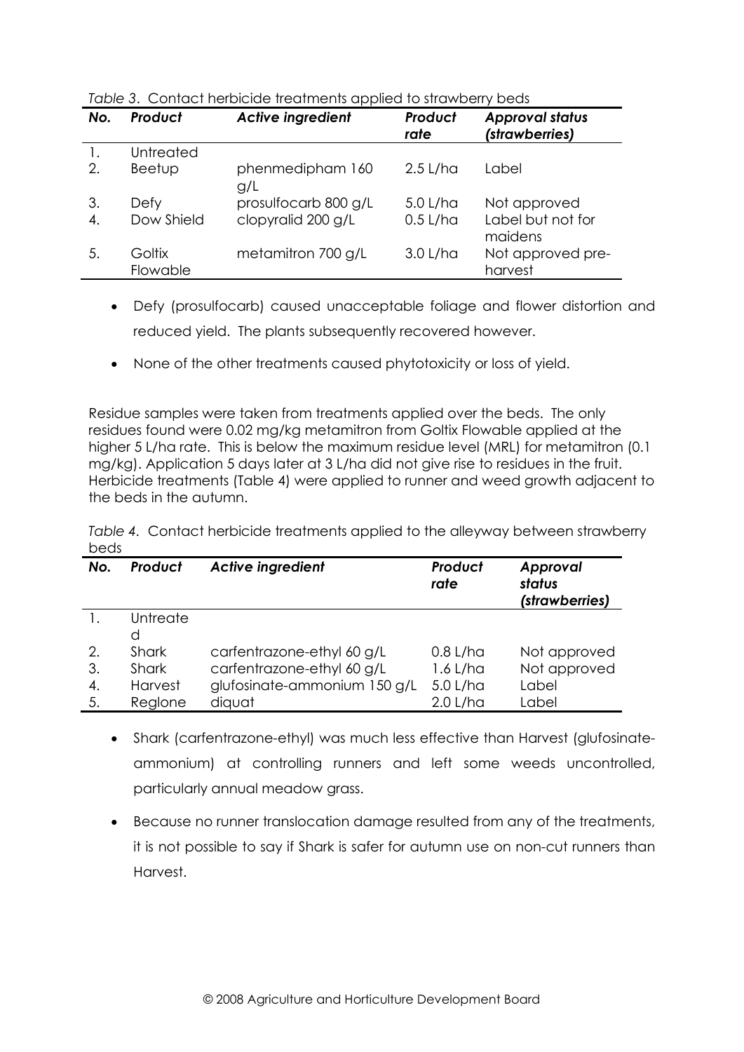*Table 3*. Contact herbicide treatments applied to strawberry beds

| *No.* | *Product* | *Active ingredient* | *Product rate* | *Approval status (strawberries)* |
|---|---|---|---|---|
| 1. | Untreated | | | |
| 2. | Beetup | phenmedipham 160 g/L | 2.5 L/ha | Label |
| 3. | Defy | prosulfocarb 800 g/L | 5.0 L/ha | Not approved |
| 4. | Dow Shield | clopyralid 200 g/L | 0.5 L/ha | Label but not for maidens |
| 5. | Goltix Flowable | metamitron 700 g/L | 3.0 L/ha | Not approved pre-harvest |

- Defy (prosulfocarb) caused unacceptable foliage and flower distortion and reduced yield. The plants subsequently recovered however.
- None of the other treatments caused phytotoxicity or loss of yield.

Residue samples were taken from treatments applied over the beds. The only residues found were 0.02 mg/kg metamitron from Goltix Flowable applied at the higher 5 L/ha rate. This is below the maximum residue level (MRL) for metamitron (0.1 mg/kg). Application 5 days later at 3 L/ha did not give rise to residues in the fruit. Herbicide treatments (Table 4) were applied to runner and weed growth adjacent to the beds in the autumn.

*Table 4*. Contact herbicide treatments applied to the alleyway between strawberry beds

| *No.* | *Product* | *Active ingredient* | *Product rate* | *Approval status (strawberries)* |
|---|---|---|---|---|
| 1. | Untreated | | | |
| 2. | Shark | carfentrazone-ethyl 60 g/L | 0.8 L/ha | Not approved |
| 3. | Shark | carfentrazone-ethyl 60 g/L | 1.6 L/ha | Not approved |
| 4. | Harvest | glufosinate-ammonium 150 g/L | 5.0 L/ha | Label |
| 5. | Reglone | diquat | 2.0 L/ha | Label |

- Shark (carfentrazone-ethyl) was much less effective than Harvest (glufosinate-ammonium) at controlling runners and left some weeds uncontrolled, particularly annual meadow grass.
- Because no runner translocation damage resulted from any of the treatments, it is not possible to say if Shark is safer for autumn use on non-cut runners than Harvest.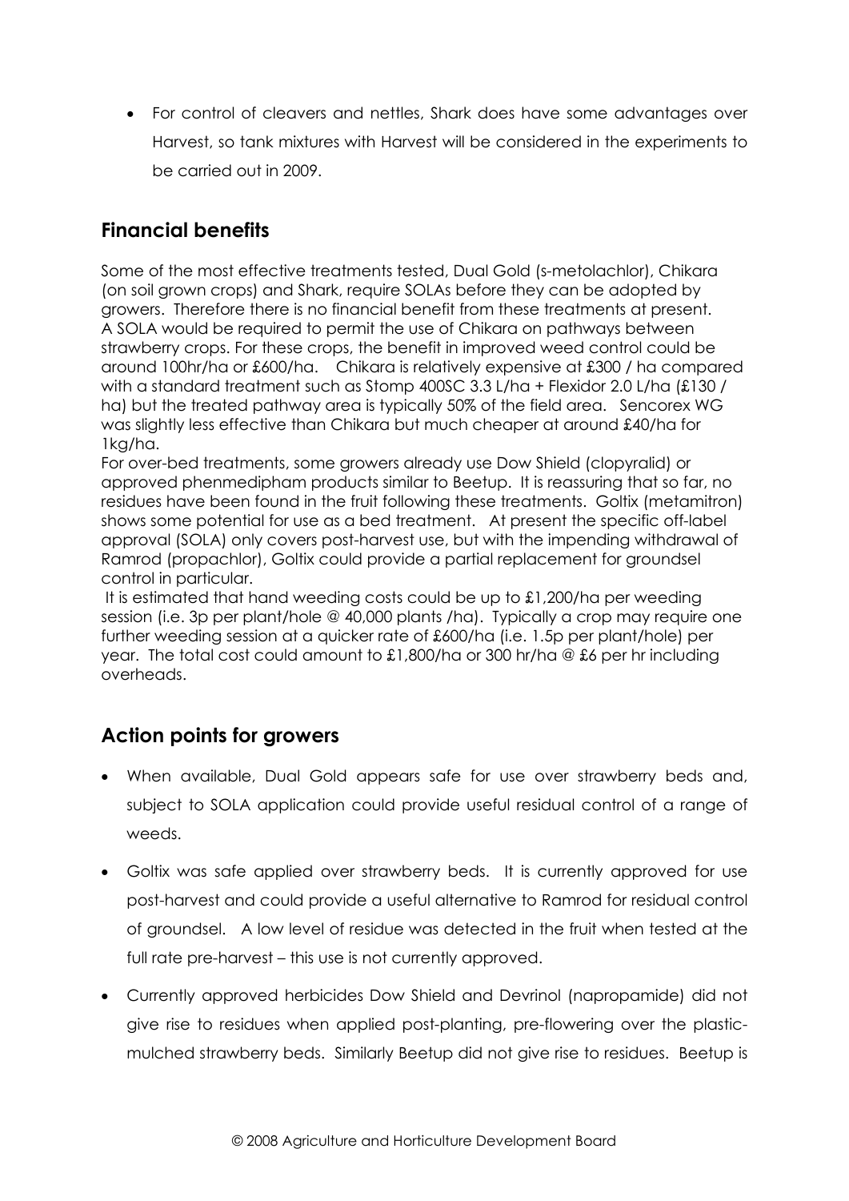- For control of cleavers and nettles, Shark does have some advantages over Harvest, so tank mixtures with Harvest will be considered in the experiments to be carried out in 2009.

## Financial benefits

Some of the most effective treatments tested, Dual Gold (s-metolachlor), Chikara (on soil grown crops) and Shark, require SOLAs before they can be adopted by growers. Therefore there is no financial benefit from these treatments at present. A SOLA would be required to permit the use of Chikara on pathways between strawberry crops. For these crops, the benefit in improved weed control could be around 100hr/ha or £600/ha. Chikara is relatively expensive at £300 / ha compared with a standard treatment such as Stomp 400SC 3.3 L/ha + Flexidor 2.0 L/ha (£130 / ha) but the treated pathway area is typically 50% of the field area. Sencorex WG was slightly less effective than Chikara but much cheaper at around £40/ha for 1kg/ha.

For over-bed treatments, some growers already use Dow Shield (clopyralid) or approved phenmedipham products similar to Beetup. It is reassuring that so far, no residues have been found in the fruit following these treatments. Goltix (metamitron) shows some potential for use as a bed treatment. At present the specific off-label approval (SOLA) only covers post-harvest use, but with the impending withdrawal of Ramrod (propachlor), Goltix could provide a partial replacement for groundsel control in particular.

It is estimated that hand weeding costs could be up to £1,200/ha per weeding session (i.e. 3p per plant/hole @ 40,000 plants /ha). Typically a crop may require one further weeding session at a quicker rate of £600/ha (i.e. 1.5p per plant/hole) per year. The total cost could amount to £1,800/ha or 300 hr/ha @ £6 per hr including overheads.

## Action points for growers

- When available, Dual Gold appears safe for use over strawberry beds and, subject to SOLA application could provide useful residual control of a range of weeds.
- Goltix was safe applied over strawberry beds. It is currently approved for use post-harvest and could provide a useful alternative to Ramrod for residual control of groundsel. A low level of residue was detected in the fruit when tested at the full rate pre-harvest – this use is not currently approved.
- Currently approved herbicides Dow Shield and Devrinol (napropamide) did not give rise to residues when applied post-planting, pre-flowering over the plastic-mulched strawberry beds. Similarly Beetup did not give rise to residues. Beetup is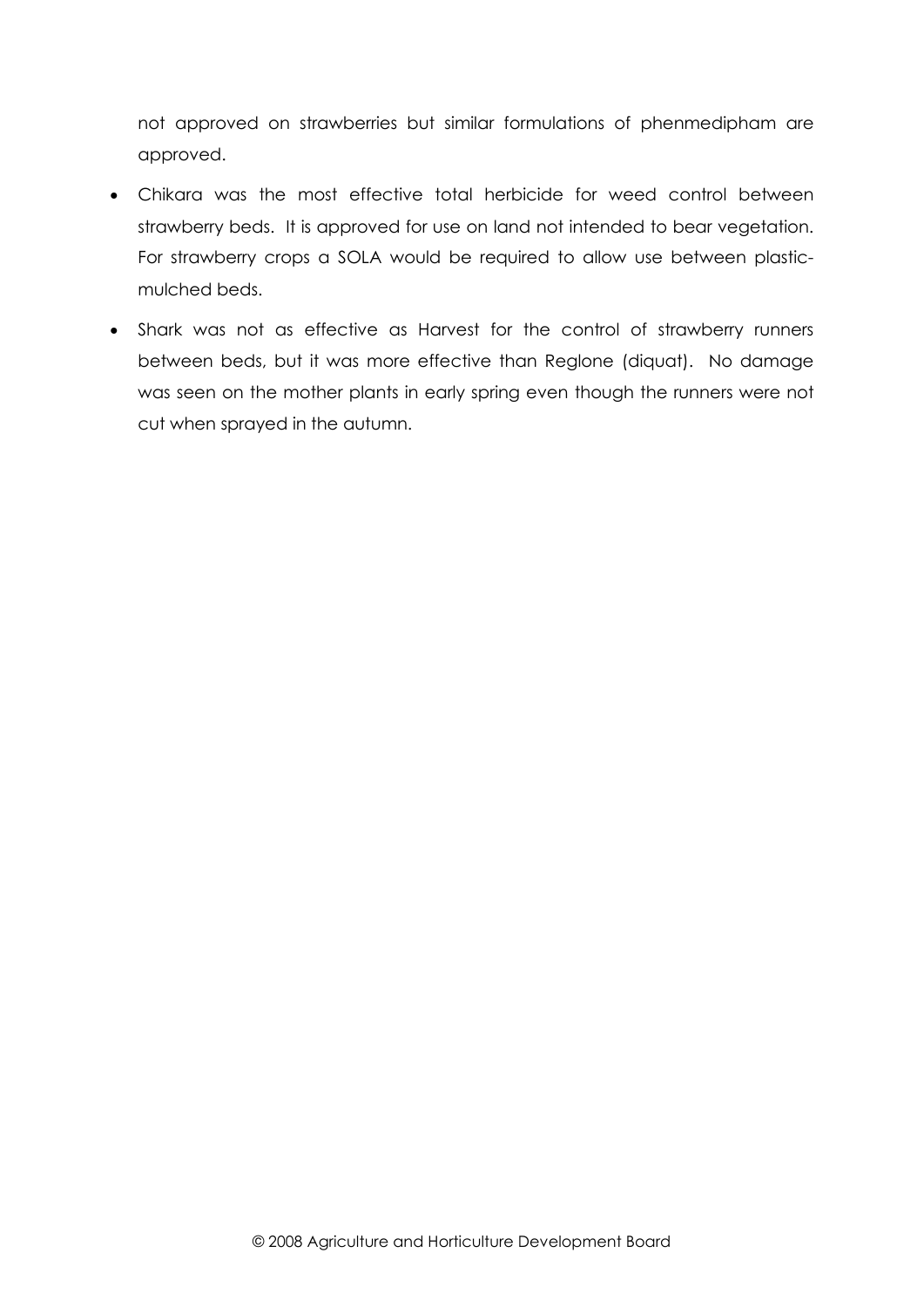not approved on strawberries but similar formulations of phenmedipham are approved.

- Chikara was the most effective total herbicide for weed control between strawberry beds. It is approved for use on land not intended to bear vegetation. For strawberry crops a SOLA would be required to allow use between plastic-mulched beds.
- Shark was not as effective as Harvest for the control of strawberry runners between beds, but it was more effective than Reglone (diquat). No damage was seen on the mother plants in early spring even though the runners were not cut when sprayed in the autumn.